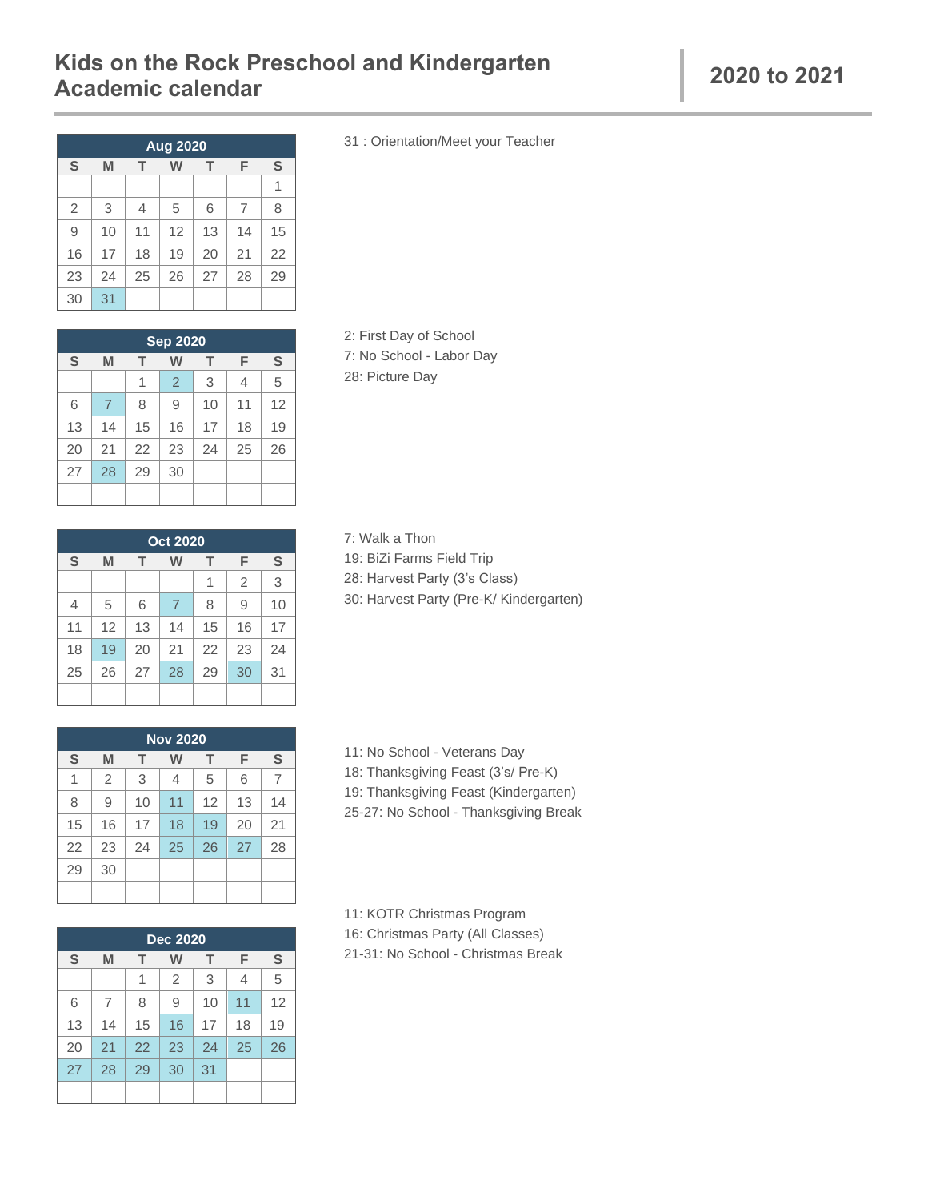# Kids on the Rock Preschool and Kindergarten Academic calendar

## 2020 to 2021

| Aug 2020 | | | | | | |
|---|---|---|---|---|---|---|
| S | M | T | W | T | F | S |
| | | | | | | 1 |
| 2 | 3 | 4 | 5 | 6 | 7 | 8 |
| 9 | 10 | 11 | 12 | 13 | 14 | 15 |
| 16 | 17 | 18 | 19 | 20 | 21 | 22 |
| 23 | 24 | 25 | 26 | 27 | 28 | 29 |
| 30 | 31 | | | | | |

31 : Orientation/Meet your Teacher

| Sep 2020 | | | | | | |
|---|---|---|---|---|---|---|
| S | M | T | W | T | F | S |
| | | 1 | 2 | 3 | 4 | 5 |
| 6 | 7 | 8 | 9 | 10 | 11 | 12 |
| 13 | 14 | 15 | 16 | 17 | 18 | 19 |
| 20 | 21 | 22 | 23 | 24 | 25 | 26 |
| 27 | 28 | 29 | 30 | | | |

2: First Day of School
7: No School - Labor Day
28: Picture Day

| Oct 2020 | | | | | | |
|---|---|---|---|---|---|---|
| S | M | T | W | T | F | S |
| | | | | 1 | 2 | 3 |
| 4 | 5 | 6 | 7 | 8 | 9 | 10 |
| 11 | 12 | 13 | 14 | 15 | 16 | 17 |
| 18 | 19 | 20 | 21 | 22 | 23 | 24 |
| 25 | 26 | 27 | 28 | 29 | 30 | 31 |

7: Walk a Thon
19: BiZi Farms Field Trip
28: Harvest Party (3's Class)
30: Harvest Party (Pre-K/ Kindergarten)

| Nov 2020 | | | | | | |
|---|---|---|---|---|---|---|
| S | M | T | W | T | F | S |
| 1 | 2 | 3 | 4 | 5 | 6 | 7 |
| 8 | 9 | 10 | 11 | 12 | 13 | 14 |
| 15 | 16 | 17 | 18 | 19 | 20 | 21 |
| 22 | 23 | 24 | 25 | 26 | 27 | 28 |
| 29 | 30 | | | | | |

11: No School - Veterans Day
18: Thanksgiving Feast (3's/ Pre-K)
19: Thanksgiving Feast (Kindergarten)
25-27: No School - Thanksgiving Break

| Dec 2020 | | | | | | |
|---|---|---|---|---|---|---|
| S | M | T | W | T | F | S |
| | | 1 | 2 | 3 | 4 | 5 |
| 6 | 7 | 8 | 9 | 10 | 11 | 12 |
| 13 | 14 | 15 | 16 | 17 | 18 | 19 |
| 20 | 21 | 22 | 23 | 24 | 25 | 26 |
| 27 | 28 | 29 | 30 | 31 | | |

11: KOTR Christmas Program
16: Christmas Party (All Classes)
21-31: No School - Christmas Break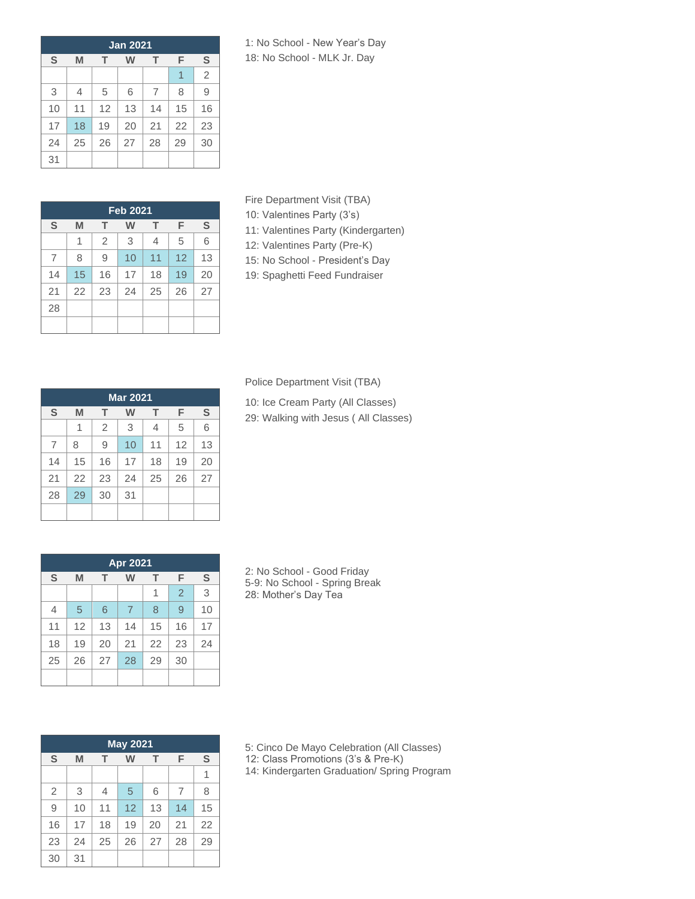| Jan 2021 | | | | | | |
|---|---|---|---|---|---|---|
| S | M | T | W | T | F | S |
| | | | | | 1 | 2 |
| 3 | 4 | 5 | 6 | 7 | 8 | 9 |
| 10 | 11 | 12 | 13 | 14 | 15 | 16 |
| 17 | 18 | 19 | 20 | 21 | 22 | 23 |
| 24 | 25 | 26 | 27 | 28 | 29 | 30 |
| 31 | | | | | | |

1: No School - New Year's Day
18: No School - MLK Jr. Day

| Feb 2021 | | | | | | |
|---|---|---|---|---|---|---|
| S | M | T | W | T | F | S |
| | 1 | 2 | 3 | 4 | 5 | 6 |
| 7 | 8 | 9 | 10 | 11 | 12 | 13 |
| 14 | 15 | 16 | 17 | 18 | 19 | 20 |
| 21 | 22 | 23 | 24 | 25 | 26 | 27 |
| 28 | | | | | | |
| | | | | | | |

Fire Department Visit (TBA)
10: Valentines Party (3's)
11: Valentines Party (Kindergarten)
12: Valentines Party (Pre-K)
15: No School - President's Day
19: Spaghetti Feed Fundraiser

| Mar 2021 | | | | | | |
|---|---|---|---|---|---|---|
| S | M | T | W | T | F | S |
| | 1 | 2 | 3 | 4 | 5 | 6 |
| 7 | 8 | 9 | 10 | 11 | 12 | 13 |
| 14 | 15 | 16 | 17 | 18 | 19 | 20 |
| 21 | 22 | 23 | 24 | 25 | 26 | 27 |
| 28 | 29 | 30 | 31 | | | |
| | | | | | | |

Police Department Visit (TBA)

10: Ice Cream Party (All Classes)
29: Walking with Jesus ( All Classes)

| Apr 2021 | | | | | | |
|---|---|---|---|---|---|---|
| S | M | T | W | T | F | S |
| | | | | 1 | 2 | 3 |
| 4 | 5 | 6 | 7 | 8 | 9 | 10 |
| 11 | 12 | 13 | 14 | 15 | 16 | 17 |
| 18 | 19 | 20 | 21 | 22 | 23 | 24 |
| 25 | 26 | 27 | 28 | 29 | 30 | |
| | | | | | | |

2: No School - Good Friday
5-9: No School - Spring Break
28: Mother's Day Tea

| May 2021 | | | | | | |
|---|---|---|---|---|---|---|
| S | M | T | W | T | F | S |
| | | | | | | 1 |
| 2 | 3 | 4 | 5 | 6 | 7 | 8 |
| 9 | 10 | 11 | 12 | 13 | 14 | 15 |
| 16 | 17 | 18 | 19 | 20 | 21 | 22 |
| 23 | 24 | 25 | 26 | 27 | 28 | 29 |
| 30 | 31 | | | | | |

5: Cinco De Mayo Celebration (All Classes)
12: Class Promotions (3's & Pre-K)
14: Kindergarten Graduation/ Spring Program